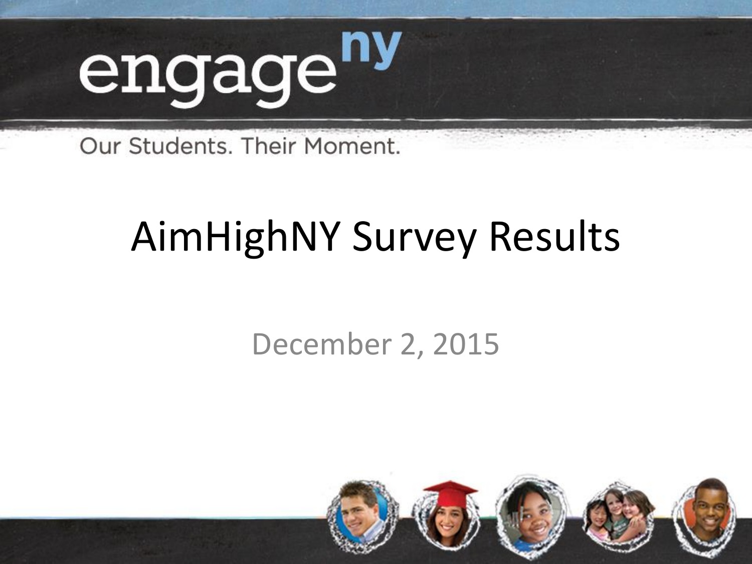engage^ny

Our Students. Their Moment.

# AimHighNY Survey Results

December 2, 2015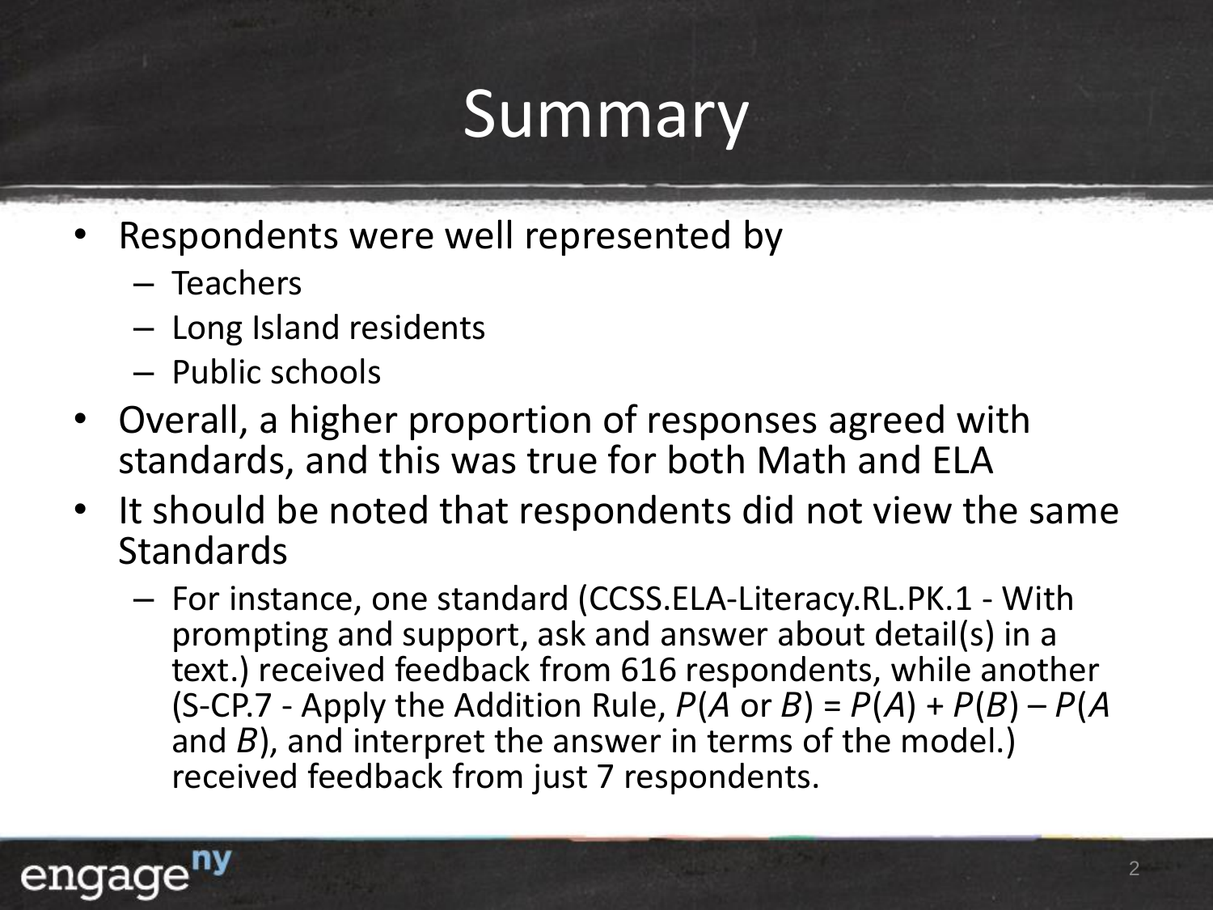# Summary

- Respondents were well represented by
  - Teachers
  - Long Island residents
  - Public schools
- Overall, a higher proportion of responses agreed with standards, and this was true for both Math and ELA
- It should be noted that respondents did not view the same Standards
  - For instance, one standard (CCSS.ELA-Literacy.RL.PK.1 - With prompting and support, ask and answer about detail(s) in a text.) received feedback from 616 respondents, while another (S-CP.7 - Apply the Addition Rule, $P(A \text{ or } B) = P(A) + P(B) – P(A \text{ and } B)$, and interpret the answer in terms of the model.) received feedback from just 7 respondents.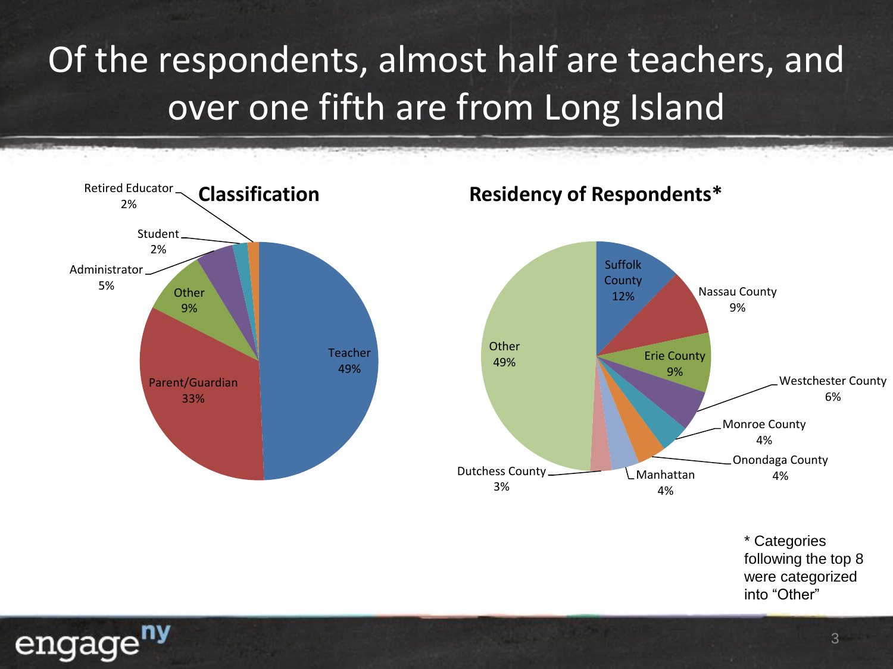# Of the respondents, almost half are teachers, and over one fifth are from Long Island

**Classification**

| Classification | Percentage |
| --- | --- |
| Teacher | 49% |
| Parent/Guardian | 33% |
| Other | 9% |
| Administrator | 5% |
| Student | 2% |
| Retired Educator | 2% |

**Residency of Respondents***

| Residency | Percentage |
| --- | --- |
| Suffolk County | 12% |
| Nassau County | 9% |
| Erie County | 9% |
| Westchester County | 6% |
| Monroe County | 4% |
| Onondaga County | 4% |
| Manhattan | 4% |
| Dutchess County | 3% |
| Other | 49% |

* Categories following the top 8 were categorized into "Other"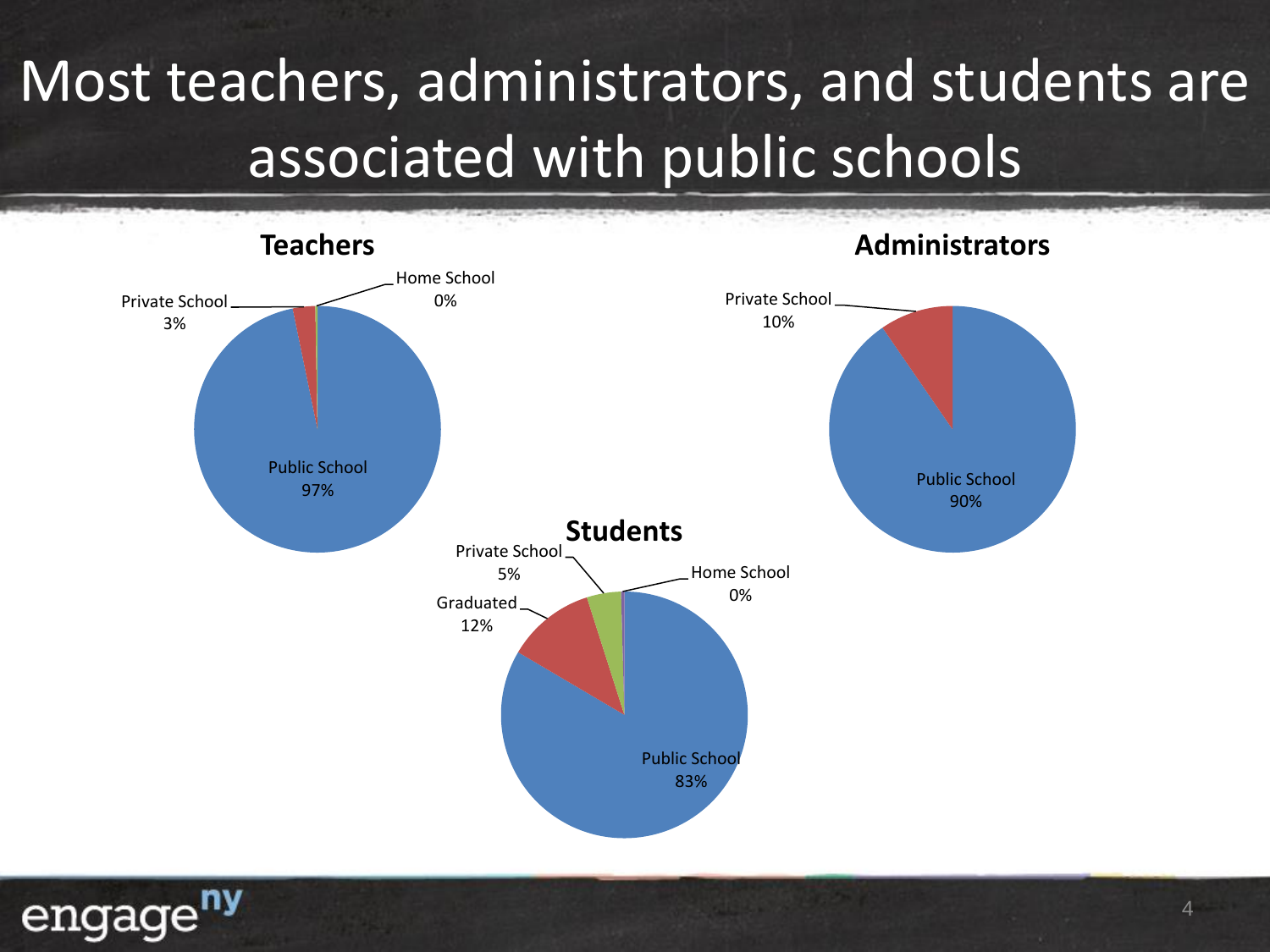# Most teachers, administrators, and students are associated with public schools

### Teachers

| Category | Percentage |
| --- | --- |
| Public School | 97% |
| Private School | 3% |
| Home School | 0% |

### Administrators

| Category | Percentage |
| --- | --- |
| Public School | 90% |
| Private School | 10% |

### Students

| Category | Percentage |
| --- | --- |
| Public School | 83% |
| Graduated | 12% |
| Private School | 5% |
| Home School | 0% |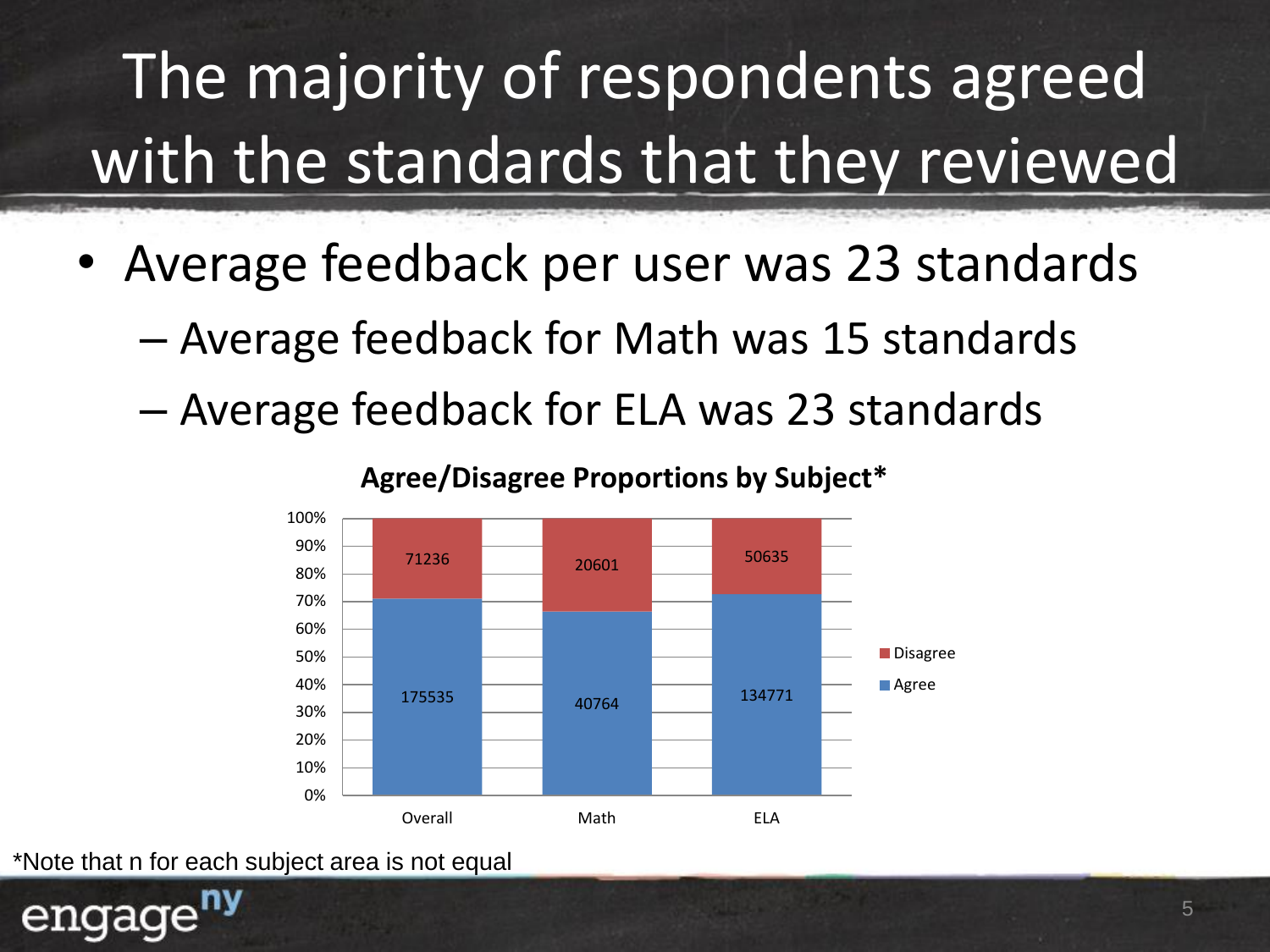# The majority of respondents agreed with the standards that they reviewed

- Average feedback per user was 23 standards
  - Average feedback for Math was 15 standards
  - Average feedback for ELA was 23 standards

**Agree/Disagree Proportions by Subject***

| | Overall | Math | ELA |
|---|---|---|---|
| Agree | 175535 | 40764 | 134771 |
| Disagree | 71236 | 20601 | 50635 |

*Note that n for each subject area is not equal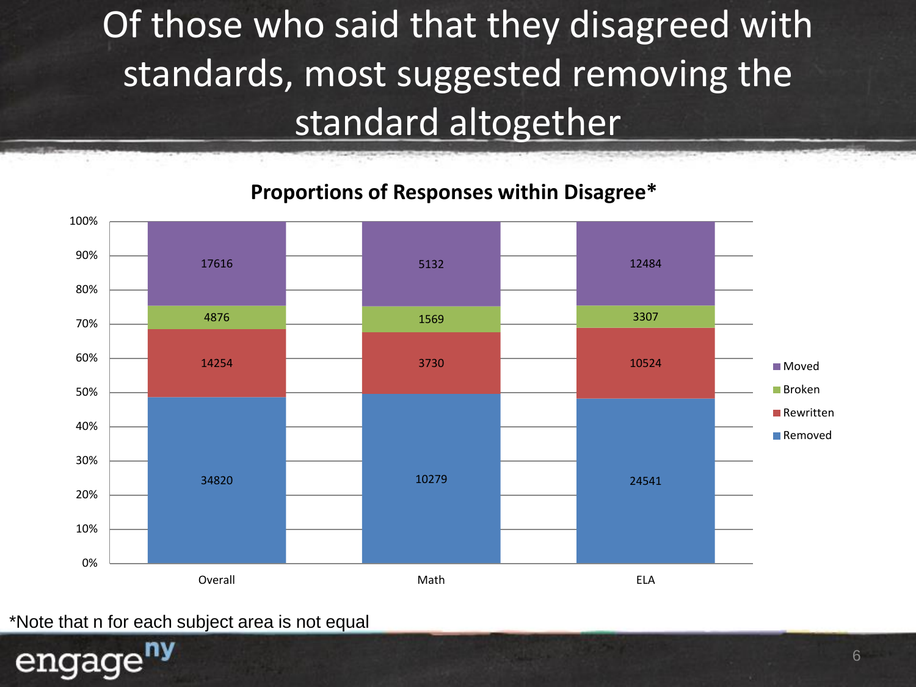# Of those who said that they disagreed with standards, most suggested removing the standard altogether

**Proportions of Responses within Disagree***

| | Overall | Math | ELA |
|---|---|---|---|
| Moved | 17616 | 5132 | 12484 |
| Broken | 4876 | 1569 | 3307 |
| Rewritten | 14254 | 3730 | 10524 |
| Removed | 34820 | 10279 | 24541 |

*Note that n for each subject area is not equal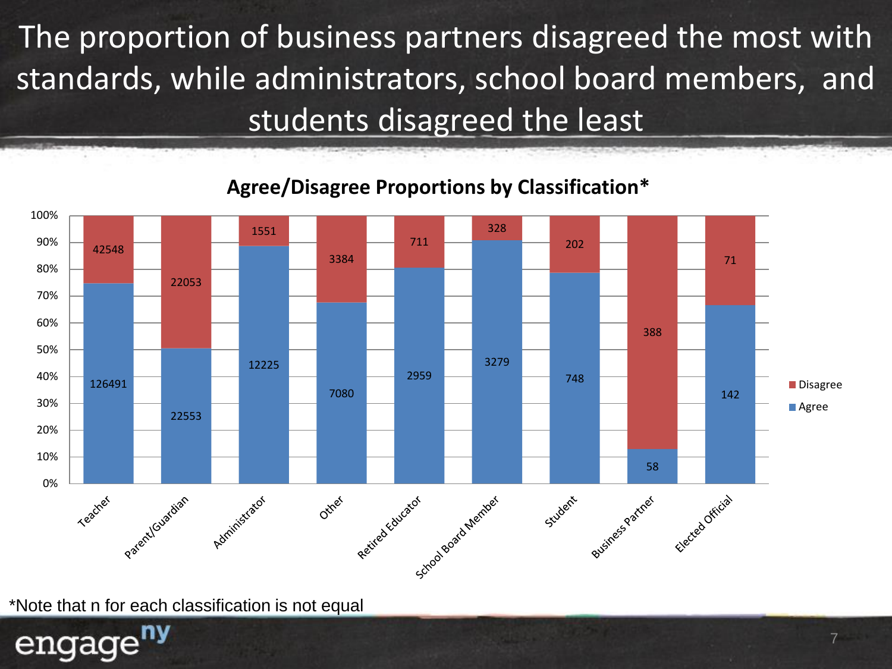# The proportion of business partners disagreed the most with standards, while administrators, school board members, and students disagreed the least

**Agree/Disagree Proportions by Classification***

| Classification | Agree | Disagree |
| --- | --- | --- |
| Teacher | 126491 | 42548 |
| Parent/Guardian | 22553 | 22053 |
| Administrator | 12225 | 1551 |
| Other | 7080 | 3384 |
| Retired Educator | 2959 | 711 |
| School Board Member | 3279 | 328 |
| Student | 748 | 202 |
| Business Partner | 58 | 388 |
| Elected Official | 142 | 71 |

*Note that n for each classification is not equal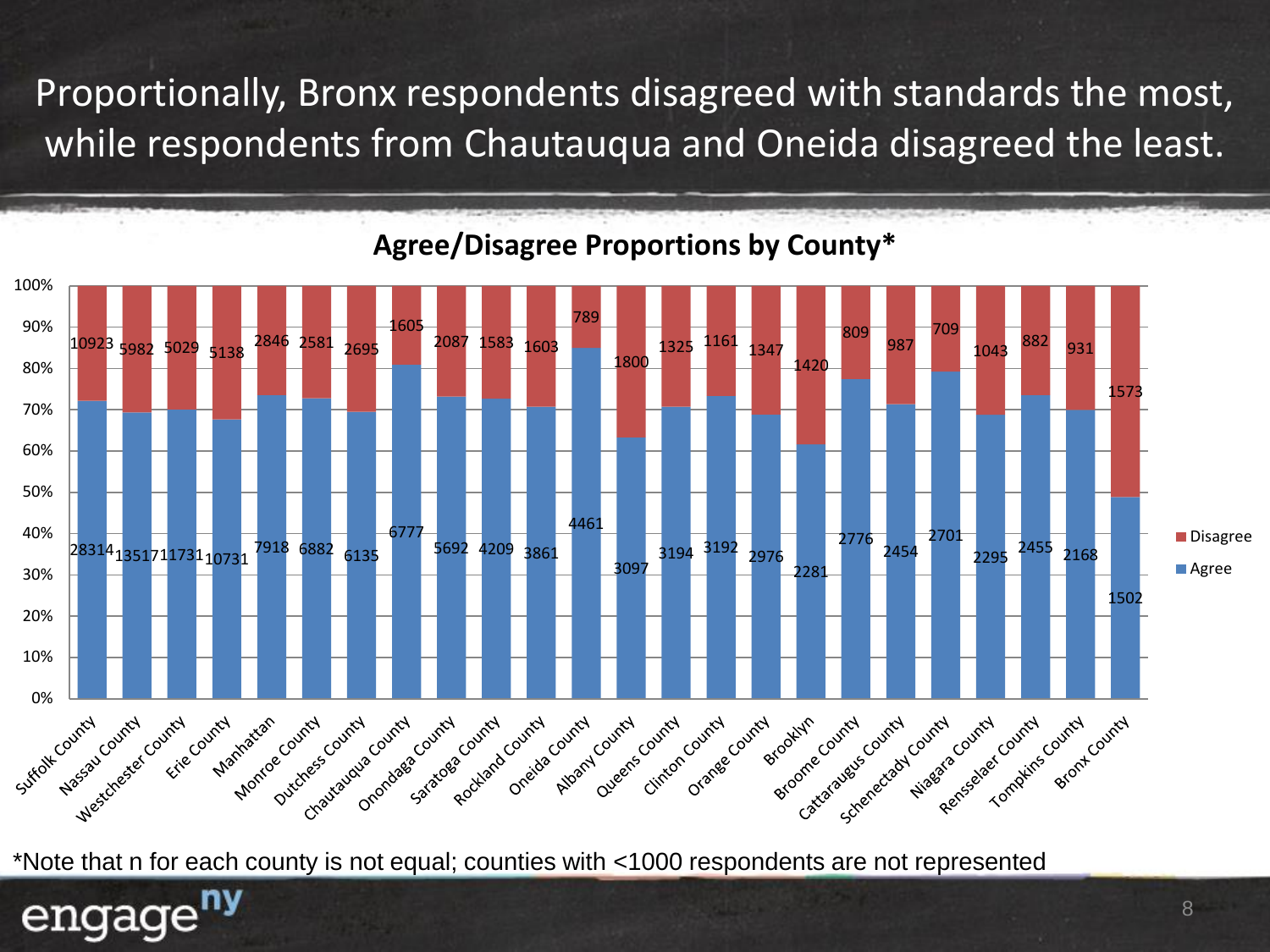# Proportionally, Bronx respondents disagreed with standards the most, while respondents from Chautauqua and Oneida disagreed the least.

**Agree/Disagree Proportions by County***

| County | Agree | Disagree |
|---|---|---|
| Suffolk County | 28314 | 10923 |
| Nassau County | 13517 | 5982 |
| Westchester County | 11731 | 5029 |
| Erie County | 10731 | 5138 |
| Manhattan | 7918 | 2846 |
| Monroe County | 6882 | 2581 |
| Dutchess County | 6135 | 2695 |
| Chautauqua County | 6777 | 1605 |
| Onondaga County | 5692 | 2087 |
| Saratoga County | 4209 | 1583 |
| Rockland County | 3861 | 1603 |
| Oneida County | 4461 | 789 |
| Albany County | 3097 | 1800 |
| Queens County | 3194 | 1325 |
| Clinton County | 3192 | 1161 |
| Orange County | 2976 | 1347 |
| Brooklyn | 2281 | 1420 |
| Broome County | 2776 | 809 |
| Cattaraugus County | 2454 | 987 |
| Schenectady County | 2701 | 709 |
| Niagara County | 2295 | 1043 |
| Rensselaer County | 2455 | 882 |
| Tompkins County | 2168 | 931 |
| Bronx County | 1502 | 1573 |

*Note that n for each county is not equal; counties with <1000 respondents are not represented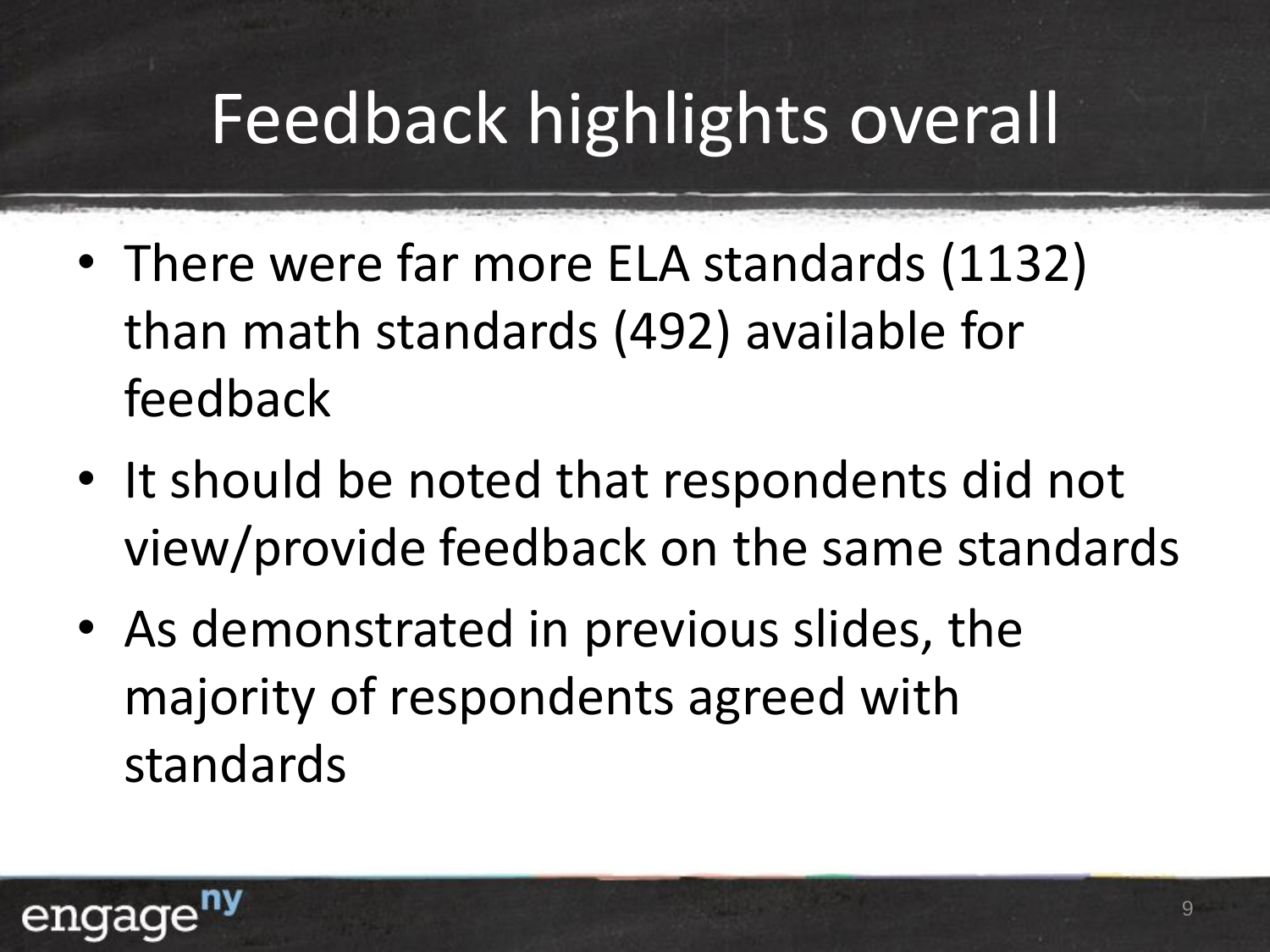# Feedback highlights overall

- There were far more ELA standards (1132) than math standards (492) available for feedback
- It should be noted that respondents did not view/provide feedback on the same standards
- As demonstrated in previous slides, the majority of respondents agreed with standards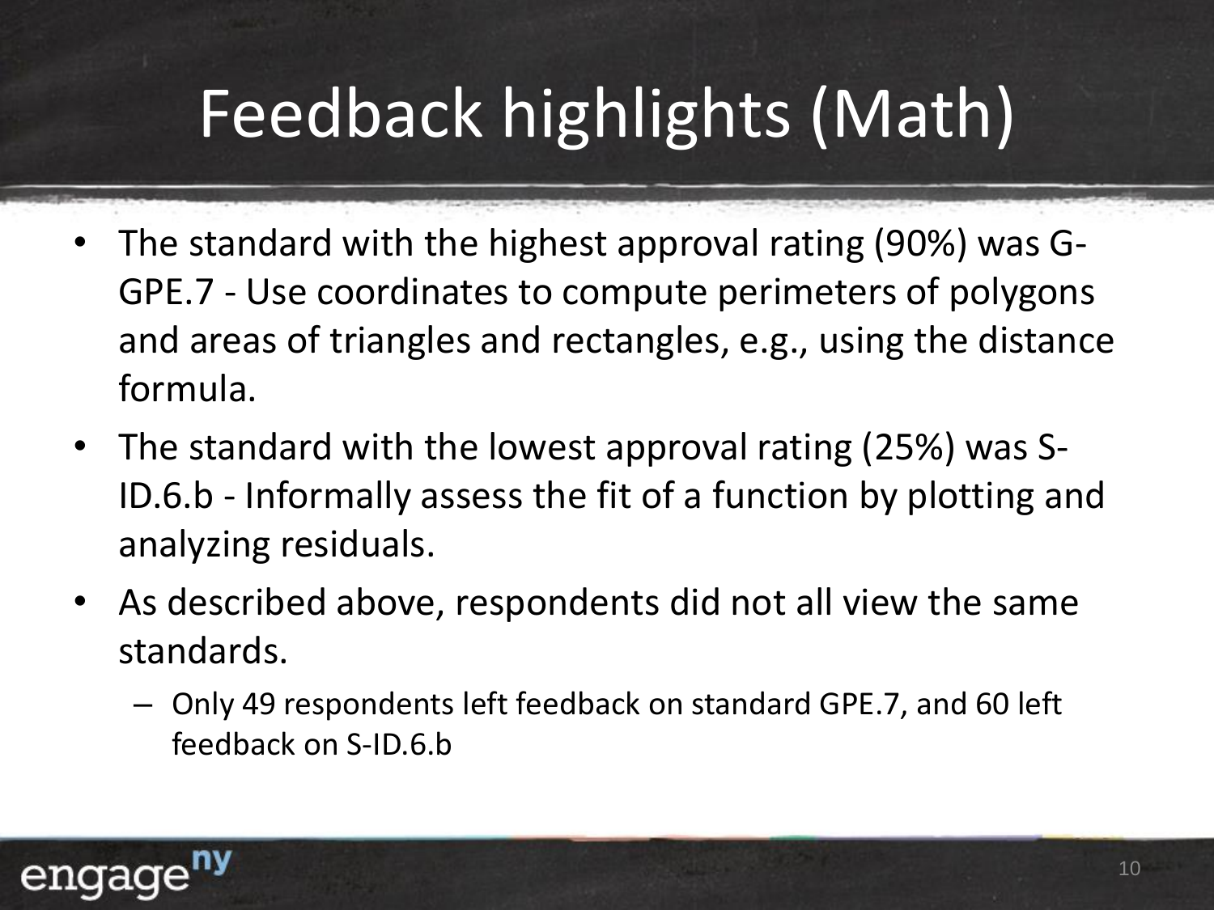# Feedback highlights (Math)

- The standard with the highest approval rating (90%) was G-GPE.7 - Use coordinates to compute perimeters of polygons and areas of triangles and rectangles, e.g., using the distance formula.
- The standard with the lowest approval rating (25%) was S-ID.6.b - Informally assess the fit of a function by plotting and analyzing residuals.
- As described above, respondents did not all view the same standards.
  - Only 49 respondents left feedback on standard GPE.7, and 60 left feedback on S-ID.6.b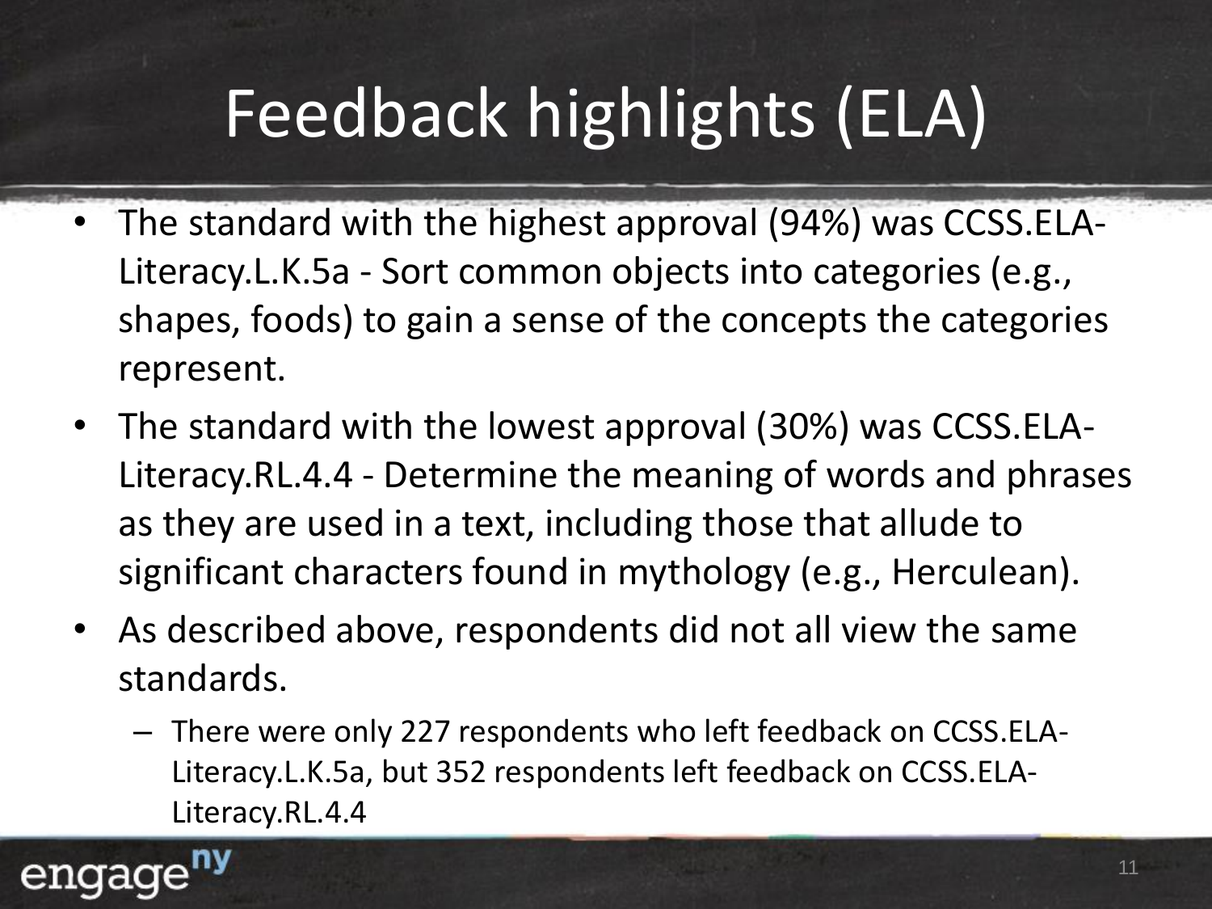# Feedback highlights (ELA)

- The standard with the highest approval (94%) was CCSS.ELA-Literacy.L.K.5a - Sort common objects into categories (e.g., shapes, foods) to gain a sense of the concepts the categories represent.
- The standard with the lowest approval (30%) was CCSS.ELA-Literacy.RL.4.4 - Determine the meaning of words and phrases as they are used in a text, including those that allude to significant characters found in mythology (e.g., Herculean).
- As described above, respondents did not all view the same standards.
  - There were only 227 respondents who left feedback on CCSS.ELA-Literacy.L.K.5a, but 352 respondents left feedback on CCSS.ELA-Literacy.RL.4.4

engage[ny]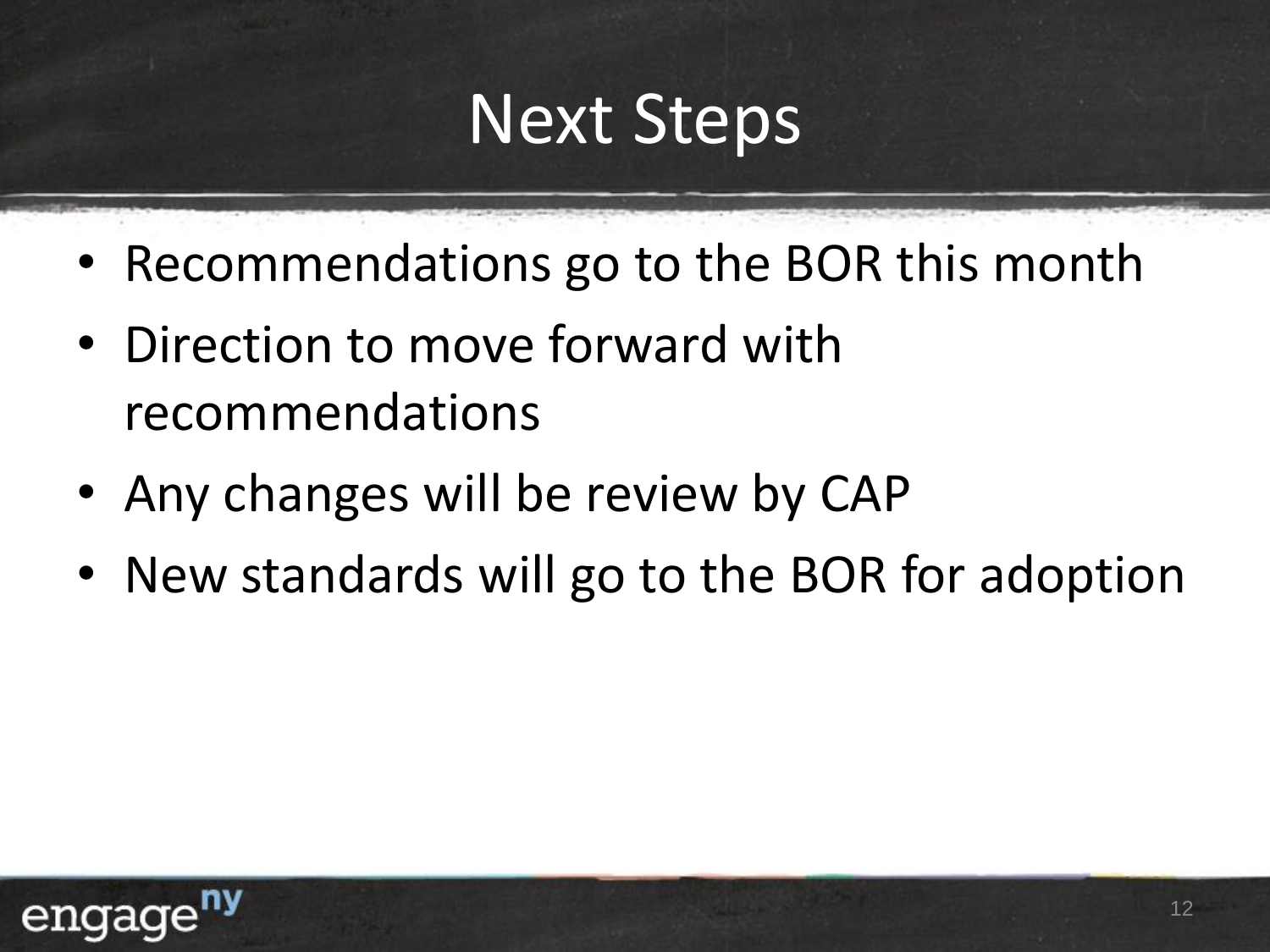# Next Steps

- Recommendations go to the BOR this month
- Direction to move forward with recommendations
- Any changes will be review by CAP
- New standards will go to the BOR for adoption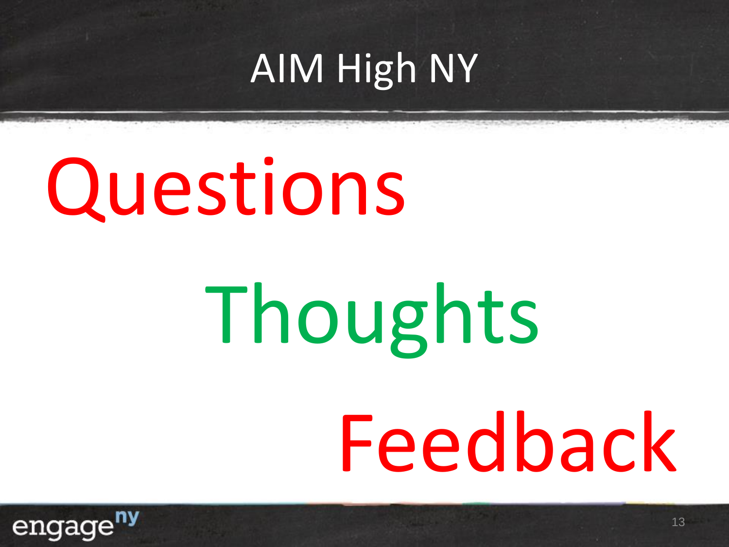# AIM High NY

Questions

Thoughts

Feedback